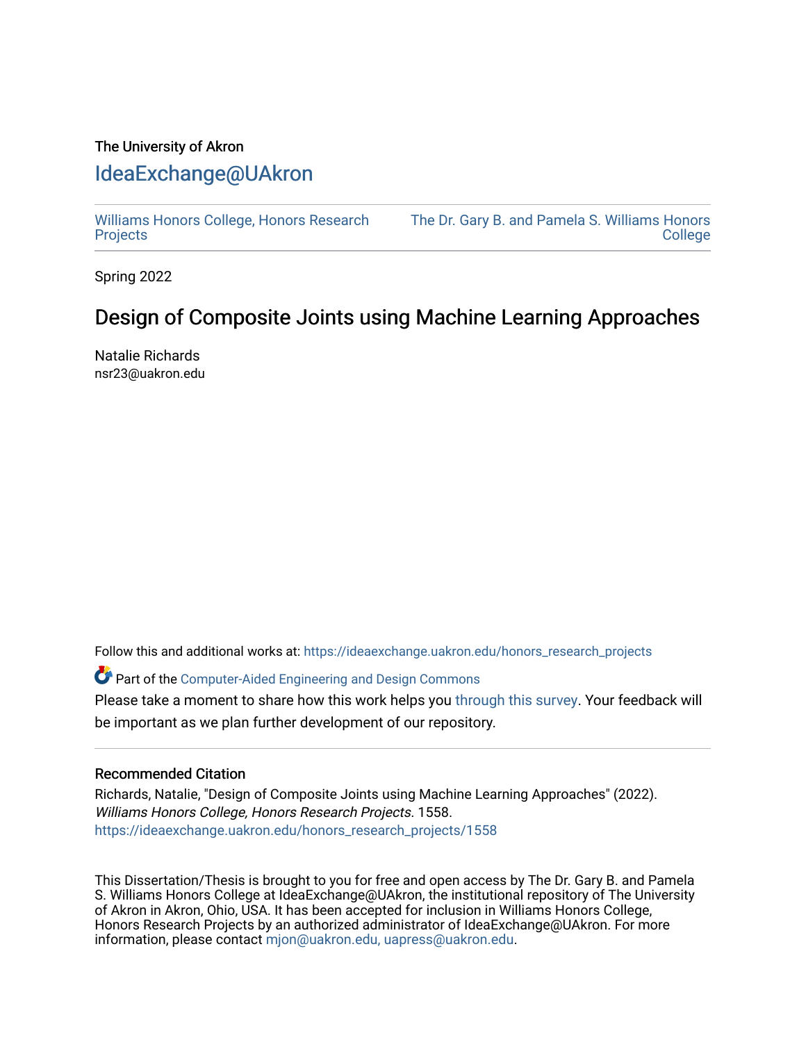The University of Akron

# IdeaExchange@UAkron

Williams Honors College, Honors Research Projects | The Dr. Gary B. and Pamela S. Williams Honors College

Spring 2022

## Design of Composite Joints using Machine Learning Approaches

Natalie Richards
nsr23@uakron.edu

Follow this and additional works at: https://ideaexchange.uakron.edu/honors_research_projects

Part of the Computer-Aided Engineering and Design Commons

Please take a moment to share how this work helps you through this survey. Your feedback will be important as we plan further development of our repository.

### Recommended Citation

Richards, Natalie, "Design of Composite Joints using Machine Learning Approaches" (2022). *Williams Honors College, Honors Research Projects*. 1558.
https://ideaexchange.uakron.edu/honors_research_projects/1558

This Dissertation/Thesis is brought to you for free and open access by The Dr. Gary B. and Pamela S. Williams Honors College at IdeaExchange@UAkron, the institutional repository of The University of Akron in Akron, Ohio, USA. It has been accepted for inclusion in Williams Honors College, Honors Research Projects by an authorized administrator of IdeaExchange@UAkron. For more information, please contact mjon@uakron.edu, uapress@uakron.edu.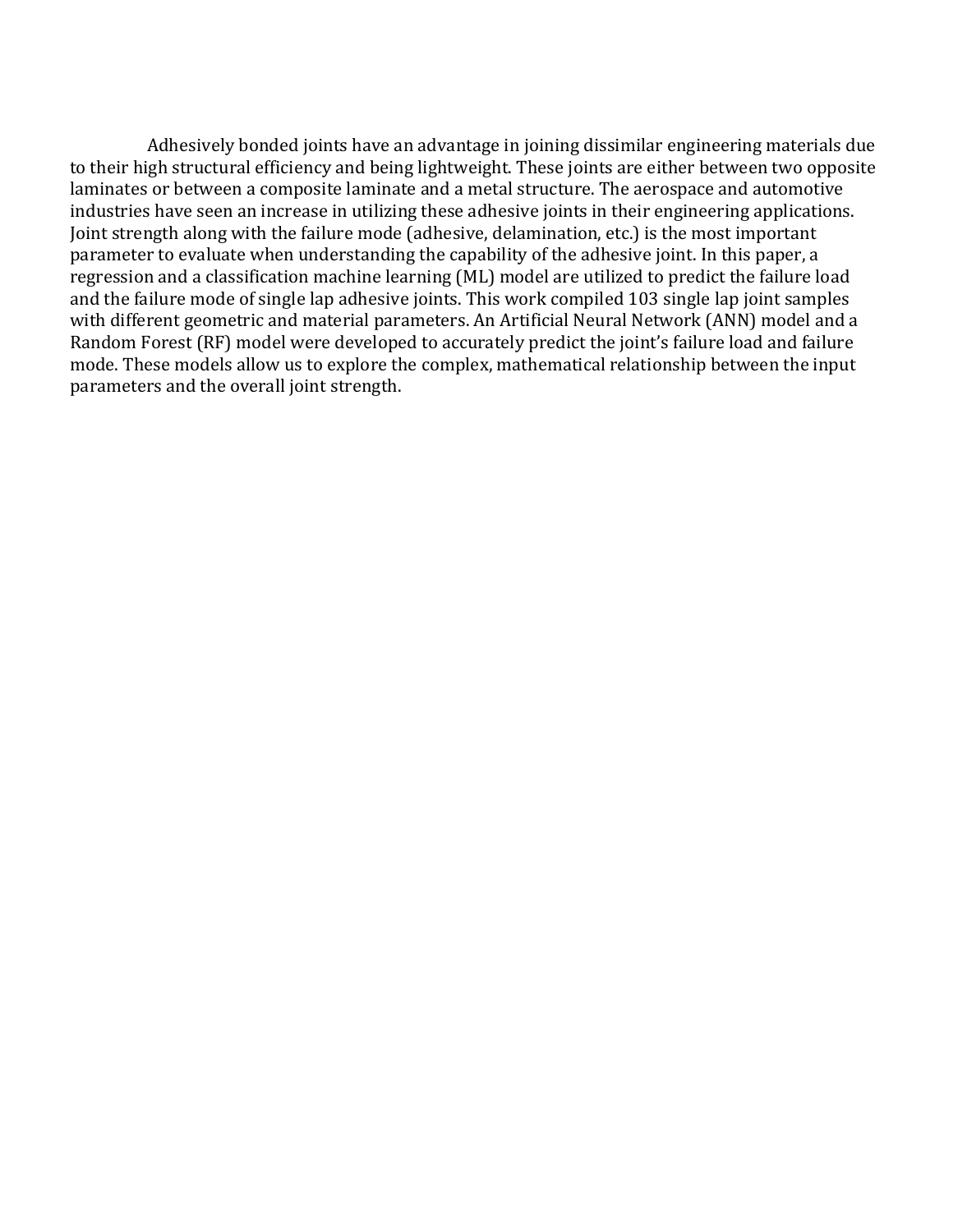Adhesively bonded joints have an advantage in joining dissimilar engineering materials due to their high structural efficiency and being lightweight. These joints are either between two opposite laminates or between a composite laminate and a metal structure. The aerospace and automotive industries have seen an increase in utilizing these adhesive joints in their engineering applications. Joint strength along with the failure mode (adhesive, delamination, etc.) is the most important parameter to evaluate when understanding the capability of the adhesive joint. In this paper, a regression and a classification machine learning (ML) model are utilized to predict the failure load and the failure mode of single lap adhesive joints. This work compiled 103 single lap joint samples with different geometric and material parameters. An Artificial Neural Network (ANN) model and a Random Forest (RF) model were developed to accurately predict the joint's failure load and failure mode. These models allow us to explore the complex, mathematical relationship between the input parameters and the overall joint strength.